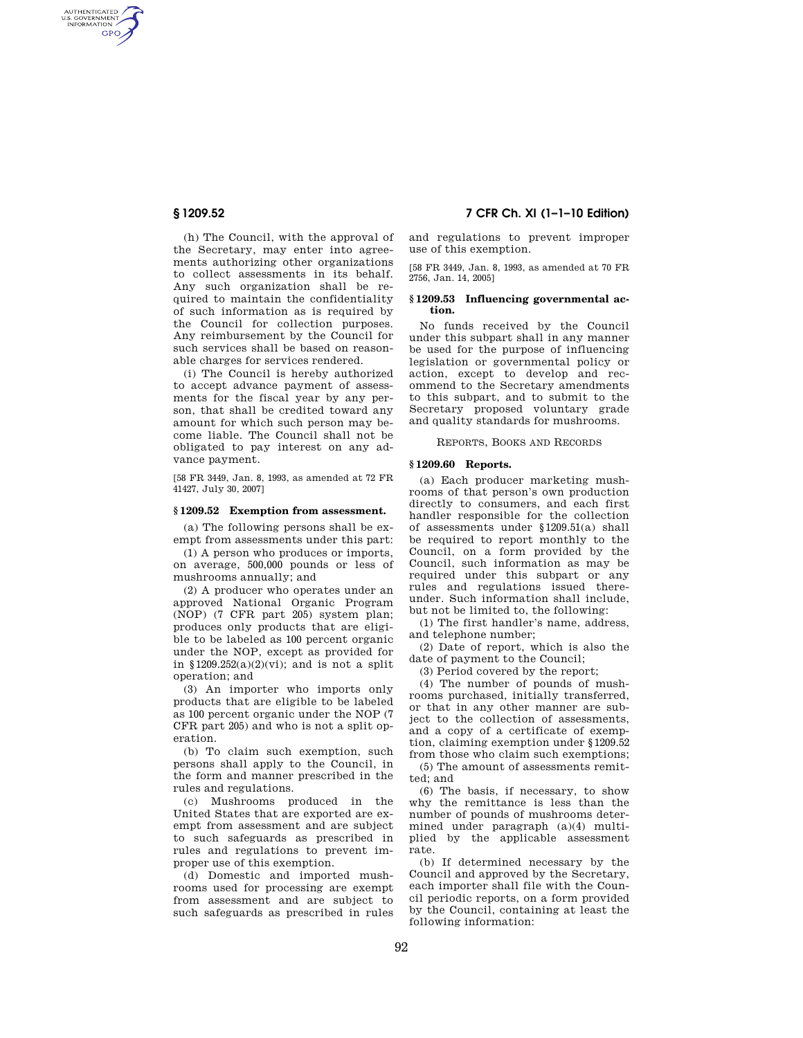(h) The Council, with the approval of the Secretary, may enter into agreements authorizing other organizations to collect assessments in its behalf. Any such organization shall be required to maintain the confidentiality of such information as is required by the Council for collection purposes. Any reimbursement by the Council for such services shall be based on reasonable charges for services rendered.

(i) The Council is hereby authorized to accept advance payment of assessments for the fiscal year by any person, that shall be credited toward any amount for which such person may become liable. The Council shall not be obligated to pay interest on any advance payment.

[58 FR 3449, Jan. 8, 1993, as amended at 72 FR 41427, July 30, 2007]

### § 1209.52 Exemption from assessment.

(a) The following persons shall be exempt from assessments under this part:

(1) A person who produces or imports, on average, 500,000 pounds or less of mushrooms annually; and

(2) A producer who operates under an approved National Organic Program (NOP) (7 CFR part 205) system plan; produces only products that are eligible to be labeled as 100 percent organic under the NOP, except as provided for in §1209.252(a)(2)(vi); and is not a split operation; and

(3) An importer who imports only products that are eligible to be labeled as 100 percent organic under the NOP (7 CFR part 205) and who is not a split operation.

(b) To claim such exemption, such persons shall apply to the Council, in the form and manner prescribed in the rules and regulations.

(c) Mushrooms produced in the United States that are exported are exempt from assessment and are subject to such safeguards as prescribed in rules and regulations to prevent improper use of this exemption.

(d) Domestic and imported mushrooms used for processing are exempt from assessment and are subject to such safeguards as prescribed in rules and regulations to prevent improper use of this exemption.

[58 FR 3449, Jan. 8, 1993, as amended at 70 FR 2756, Jan. 14, 2005]

### § 1209.53 Influencing governmental action.

No funds received by the Council under this subpart shall in any manner be used for the purpose of influencing legislation or governmental policy or action, except to develop and recommend to the Secretary amendments to this subpart, and to submit to the Secretary proposed voluntary grade and quality standards for mushrooms.

REPORTS, BOOKS AND RECORDS

### § 1209.60 Reports.

(a) Each producer marketing mushrooms of that person's own production directly to consumers, and each first handler responsible for the collection of assessments under §1209.51(a) shall be required to report monthly to the Council, on a form provided by the Council, such information as may be required under this subpart or any rules and regulations issued thereunder. Such information shall include, but not be limited to, the following:

(1) The first handler's name, address, and telephone number;

(2) Date of report, which is also the date of payment to the Council;

(3) Period covered by the report;

(4) The number of pounds of mushrooms purchased, initially transferred, or that in any other manner are subject to the collection of assessments, and a copy of a certificate of exemption, claiming exemption under §1209.52 from those who claim such exemptions;

(5) The amount of assessments remitted; and

(6) The basis, if necessary, to show why the remittance is less than the number of pounds of mushrooms determined under paragraph (a)(4) multiplied by the applicable assessment rate.

(b) If determined necessary by the Council and approved by the Secretary, each importer shall file with the Council periodic reports, on a form provided by the Council, containing at least the following information: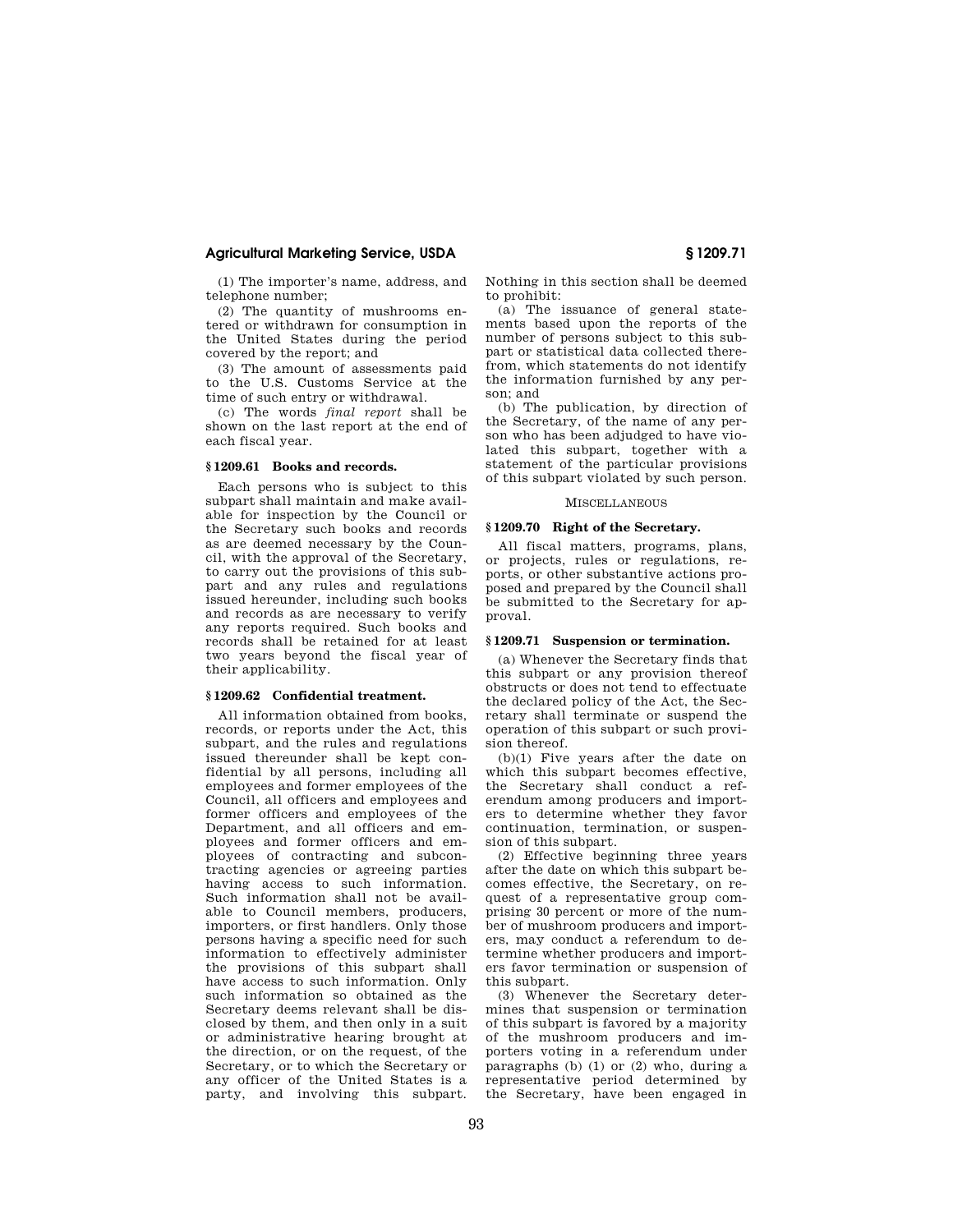(1) The importer's name, address, and telephone number;

(2) The quantity of mushrooms entered or withdrawn for consumption in the United States during the period covered by the report; and

(3) The amount of assessments paid to the U.S. Customs Service at the time of such entry or withdrawal.

(c) The words *final report* shall be shown on the last report at the end of each fiscal year.

### § 1209.61 Books and records.

Each persons who is subject to this subpart shall maintain and make available for inspection by the Council or the Secretary such books and records as are deemed necessary by the Council, with the approval of the Secretary, to carry out the provisions of this subpart and any rules and regulations issued hereunder, including such books and records as are necessary to verify any reports required. Such books and records shall be retained for at least two years beyond the fiscal year of their applicability.

### § 1209.62 Confidential treatment.

All information obtained from books, records, or reports under the Act, this subpart, and the rules and regulations issued thereunder shall be kept confidential by all persons, including all employees and former employees of the Council, all officers and employees and former officers and employees of the Department, and all officers and employees and former officers and employees of contracting and subcontracting agencies or agreeing parties having access to such information. Such information shall not be available to Council members, producers, importers, or first handlers. Only those persons having a specific need for such information to effectively administer the provisions of this subpart shall have access to such information. Only such information so obtained as the Secretary deems relevant shall be disclosed by them, and then only in a suit or administrative hearing brought at the direction, or on the request, of the Secretary, or to which the Secretary or any officer of the United States is a party, and involving this subpart. Nothing in this section shall be deemed to prohibit:

(a) The issuance of general statements based upon the reports of the number of persons subject to this subpart or statistical data collected therefrom, which statements do not identify the information furnished by any person; and

(b) The publication, by direction of the Secretary, of the name of any person who has been adjudged to have violated this subpart, together with a statement of the particular provisions of this subpart violated by such person.

## MISCELLANEOUS

### § 1209.70 Right of the Secretary.

All fiscal matters, programs, plans, or projects, rules or regulations, reports, or other substantive actions proposed and prepared by the Council shall be submitted to the Secretary for approval.

### § 1209.71 Suspension or termination.

(a) Whenever the Secretary finds that this subpart or any provision thereof obstructs or does not tend to effectuate the declared policy of the Act, the Secretary shall terminate or suspend the operation of this subpart or such provision thereof.

(b)(1) Five years after the date on which this subpart becomes effective, the Secretary shall conduct a referendum among producers and importers to determine whether they favor continuation, termination, or suspension of this subpart.

(2) Effective beginning three years after the date on which this subpart becomes effective, the Secretary, on request of a representative group comprising 30 percent or more of the number of mushroom producers and importers, may conduct a referendum to determine whether producers and importers favor termination or suspension of this subpart.

(3) Whenever the Secretary determines that suspension or termination of this subpart is favored by a majority of the mushroom producers and importers voting in a referendum under paragraphs (b) (1) or (2) who, during a representative period determined by the Secretary, have been engaged in